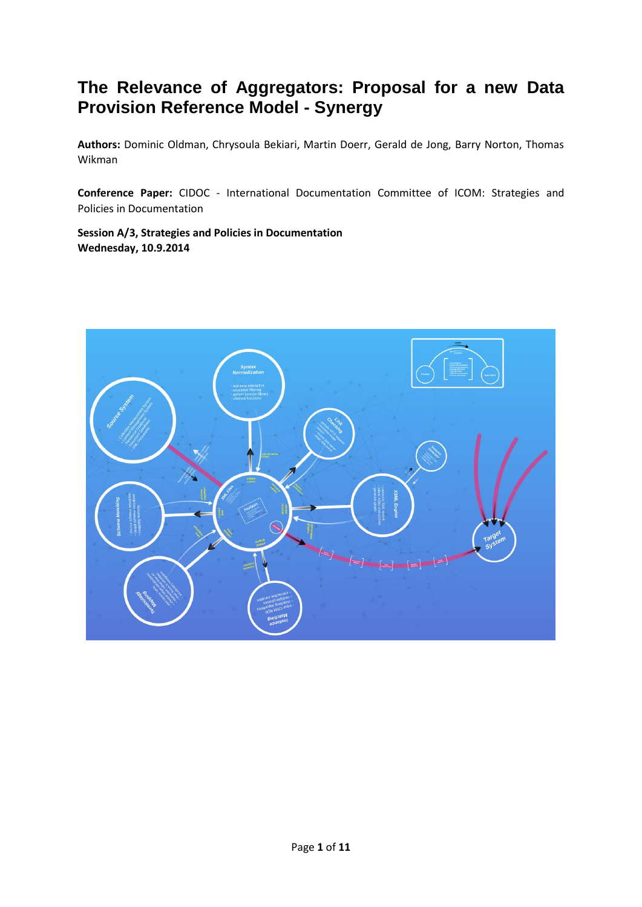# The Relevance of Aggregators: Proposal for a new Data Provision Reference Model - Synergy

**Authors:** Dominic Oldman, Chrysoula Bekiari, Martin Doerr, Gerald de Jong, Barry Norton, Thomas Wikman

**Conference Paper:** CIDOC - International Documentation Committee of ICOM: Strategies and Policies in Documentation

**Session A/3, Strategies and Policies in Documentation**
**Wednesday, 10.9.2014**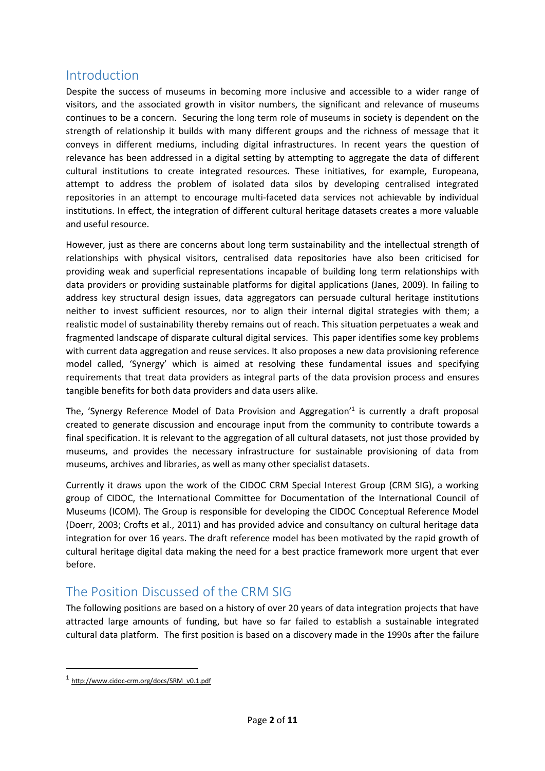## Introduction

Despite the success of museums in becoming more inclusive and accessible to a wider range of visitors, and the associated growth in visitor numbers, the significant and relevance of museums continues to be a concern. Securing the long term role of museums in society is dependent on the strength of relationship it builds with many different groups and the richness of message that it conveys in different mediums, including digital infrastructures. In recent years the question of relevance has been addressed in a digital setting by attempting to aggregate the data of different cultural institutions to create integrated resources. These initiatives, for example, Europeana, attempt to address the problem of isolated data silos by developing centralised integrated repositories in an attempt to encourage multi-faceted data services not achievable by individual institutions. In effect, the integration of different cultural heritage datasets creates a more valuable and useful resource.

However, just as there are concerns about long term sustainability and the intellectual strength of relationships with physical visitors, centralised data repositories have also been criticised for providing weak and superficial representations incapable of building long term relationships with data providers or providing sustainable platforms for digital applications (Janes, 2009). In failing to address key structural design issues, data aggregators can persuade cultural heritage institutions neither to invest sufficient resources, nor to align their internal digital strategies with them; a realistic model of sustainability thereby remains out of reach. This situation perpetuates a weak and fragmented landscape of disparate cultural digital services. This paper identifies some key problems with current data aggregation and reuse services. It also proposes a new data provisioning reference model called, 'Synergy' which is aimed at resolving these fundamental issues and specifying requirements that treat data providers as integral parts of the data provision process and ensures tangible benefits for both data providers and data users alike.

The, 'Synergy Reference Model of Data Provision and Aggregation'[1] is currently a draft proposal created to generate discussion and encourage input from the community to contribute towards a final specification. It is relevant to the aggregation of all cultural datasets, not just those provided by museums, and provides the necessary infrastructure for sustainable provisioning of data from museums, archives and libraries, as well as many other specialist datasets.

Currently it draws upon the work of the CIDOC CRM Special Interest Group (CRM SIG), a working group of CIDOC, the International Committee for Documentation of the International Council of Museums (ICOM). The Group is responsible for developing the CIDOC Conceptual Reference Model (Doerr, 2003; Crofts et al., 2011) and has provided advice and consultancy on cultural heritage data integration for over 16 years. The draft reference model has been motivated by the rapid growth of cultural heritage digital data making the need for a best practice framework more urgent that ever before.

## The Position Discussed of the CRM SIG

The following positions are based on a history of over 20 years of data integration projects that have attracted large amounts of funding, but have so far failed to establish a sustainable integrated cultural data platform. The first position is based on a discovery made in the 1990s after the failure

---

[1] http://www.cidoc-crm.org/docs/SRM_v0.1.pdf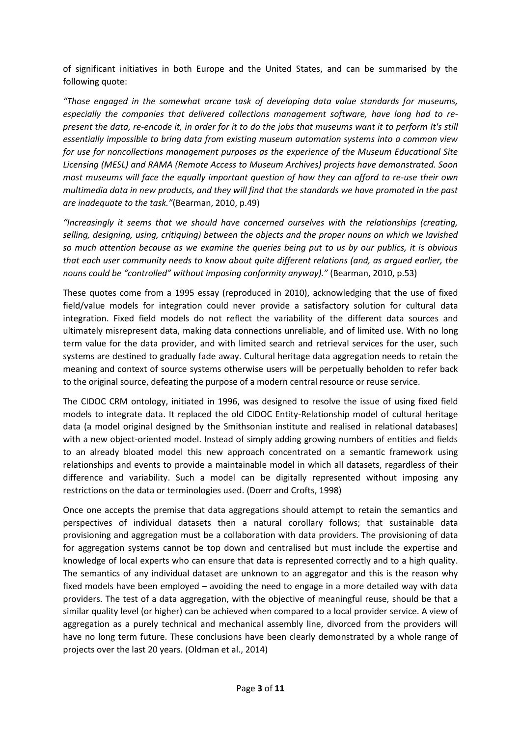of significant initiatives in both Europe and the United States, and can be summarised by the following quote:

*"Those engaged in the somewhat arcane task of developing data value standards for museums, especially the companies that delivered collections management software, have long had to re-present the data, re-encode it, in order for it to do the jobs that museums want it to perform It's still essentially impossible to bring data from existing museum automation systems into a common view for use for noncollections management purposes as the experience of the Museum Educational Site Licensing (MESL) and RAMA (Remote Access to Museum Archives) projects have demonstrated. Soon most museums will face the equally important question of how they can afford to re-use their own multimedia data in new products, and they will find that the standards we have promoted in the past are inadequate to the task."*(Bearman, 2010, p.49)

*"Increasingly it seems that we should have concerned ourselves with the relationships (creating, selling, designing, using, critiquing) between the objects and the proper nouns on which we lavished so much attention because as we examine the queries being put to us by our publics, it is obvious that each user community needs to know about quite different relations (and, as argued earlier, the nouns could be "controlled" without imposing conformity anyway)."* (Bearman, 2010, p.53)

These quotes come from a 1995 essay (reproduced in 2010), acknowledging that the use of fixed field/value models for integration could never provide a satisfactory solution for cultural data integration. Fixed field models do not reflect the variability of the different data sources and ultimately misrepresent data, making data connections unreliable, and of limited use. With no long term value for the data provider, and with limited search and retrieval services for the user, such systems are destined to gradually fade away. Cultural heritage data aggregation needs to retain the meaning and context of source systems otherwise users will be perpetually beholden to refer back to the original source, defeating the purpose of a modern central resource or reuse service.

The CIDOC CRM ontology, initiated in 1996, was designed to resolve the issue of using fixed field models to integrate data. It replaced the old CIDOC Entity-Relationship model of cultural heritage data (a model original designed by the Smithsonian institute and realised in relational databases) with a new object-oriented model. Instead of simply adding growing numbers of entities and fields to an already bloated model this new approach concentrated on a semantic framework using relationships and events to provide a maintainable model in which all datasets, regardless of their difference and variability. Such a model can be digitally represented without imposing any restrictions on the data or terminologies used. (Doerr and Crofts, 1998)

Once one accepts the premise that data aggregations should attempt to retain the semantics and perspectives of individual datasets then a natural corollary follows; that sustainable data provisioning and aggregation must be a collaboration with data providers. The provisioning of data for aggregation systems cannot be top down and centralised but must include the expertise and knowledge of local experts who can ensure that data is represented correctly and to a high quality. The semantics of any individual dataset are unknown to an aggregator and this is the reason why fixed models have been employed – avoiding the need to engage in a more detailed way with data providers. The test of a data aggregation, with the objective of meaningful reuse, should be that a similar quality level (or higher) can be achieved when compared to a local provider service. A view of aggregation as a purely technical and mechanical assembly line, divorced from the providers will have no long term future. These conclusions have been clearly demonstrated by a whole range of projects over the last 20 years. (Oldman et al., 2014)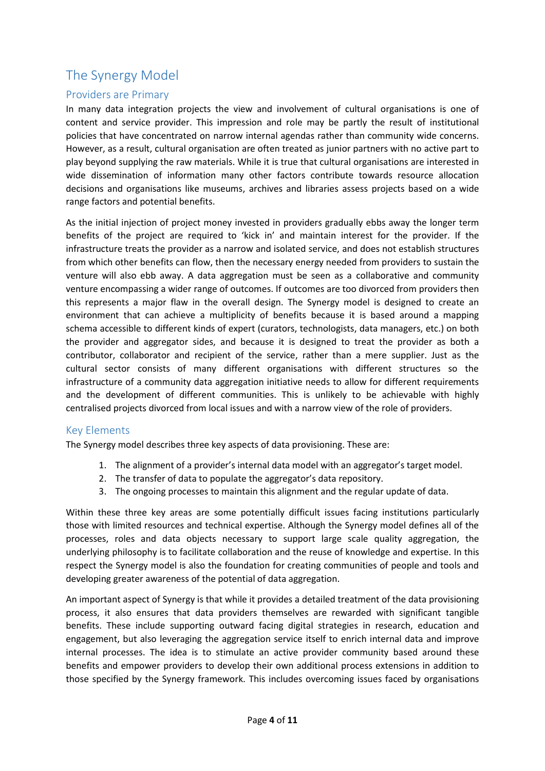# The Synergy Model

## Providers are Primary

In many data integration projects the view and involvement of cultural organisations is one of content and service provider. This impression and role may be partly the result of institutional policies that have concentrated on narrow internal agendas rather than community wide concerns. However, as a result, cultural organisation are often treated as junior partners with no active part to play beyond supplying the raw materials. While it is true that cultural organisations are interested in wide dissemination of information many other factors contribute towards resource allocation decisions and organisations like museums, archives and libraries assess projects based on a wide range factors and potential benefits.

As the initial injection of project money invested in providers gradually ebbs away the longer term benefits of the project are required to 'kick in' and maintain interest for the provider. If the infrastructure treats the provider as a narrow and isolated service, and does not establish structures from which other benefits can flow, then the necessary energy needed from providers to sustain the venture will also ebb away. A data aggregation must be seen as a collaborative and community venture encompassing a wider range of outcomes. If outcomes are too divorced from providers then this represents a major flaw in the overall design. The Synergy model is designed to create an environment that can achieve a multiplicity of benefits because it is based around a mapping schema accessible to different kinds of expert (curators, technologists, data managers, etc.) on both the provider and aggregator sides, and because it is designed to treat the provider as both a contributor, collaborator and recipient of the service, rather than a mere supplier. Just as the cultural sector consists of many different organisations with different structures so the infrastructure of a community data aggregation initiative needs to allow for different requirements and the development of different communities. This is unlikely to be achievable with highly centralised projects divorced from local issues and with a narrow view of the role of providers.

## Key Elements

The Synergy model describes three key aspects of data provisioning. These are:

1. The alignment of a provider's internal data model with an aggregator's target model.
2. The transfer of data to populate the aggregator's data repository.
3. The ongoing processes to maintain this alignment and the regular update of data.

Within these three key areas are some potentially difficult issues facing institutions particularly those with limited resources and technical expertise. Although the Synergy model defines all of the processes, roles and data objects necessary to support large scale quality aggregation, the underlying philosophy is to facilitate collaboration and the reuse of knowledge and expertise. In this respect the Synergy model is also the foundation for creating communities of people and tools and developing greater awareness of the potential of data aggregation.

An important aspect of Synergy is that while it provides a detailed treatment of the data provisioning process, it also ensures that data providers themselves are rewarded with significant tangible benefits. These include supporting outward facing digital strategies in research, education and engagement, but also leveraging the aggregation service itself to enrich internal data and improve internal processes. The idea is to stimulate an active provider community based around these benefits and empower providers to develop their own additional process extensions in addition to those specified by the Synergy framework. This includes overcoming issues faced by organisations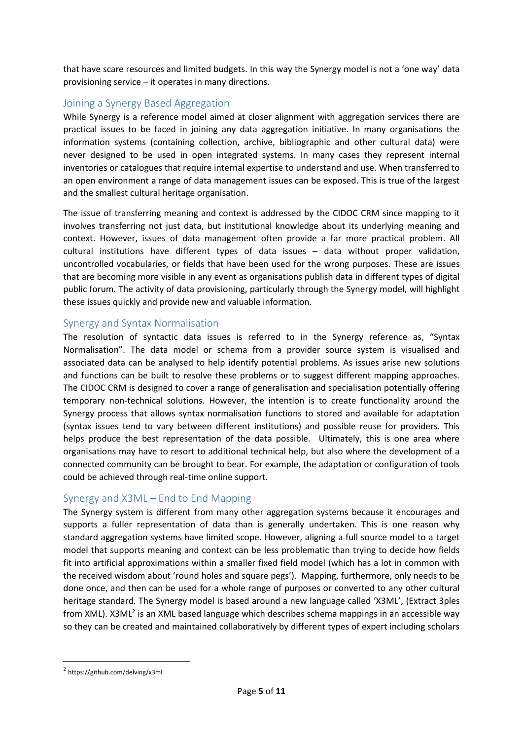that have scare resources and limited budgets. In this way the Synergy model is not a 'one way' data provisioning service – it operates in many directions.

## Joining a Synergy Based Aggregation

While Synergy is a reference model aimed at closer alignment with aggregation services there are practical issues to be faced in joining any data aggregation initiative. In many organisations the information systems (containing collection, archive, bibliographic and other cultural data) were never designed to be used in open integrated systems. In many cases they represent internal inventories or catalogues that require internal expertise to understand and use. When transferred to an open environment a range of data management issues can be exposed. This is true of the largest and the smallest cultural heritage organisation.

The issue of transferring meaning and context is addressed by the CIDOC CRM since mapping to it involves transferring not just data, but institutional knowledge about its underlying meaning and context. However, issues of data management often provide a far more practical problem. All cultural institutions have different types of data issues – data without proper validation, uncontrolled vocabularies, or fields that have been used for the wrong purposes. These are issues that are becoming more visible in any event as organisations publish data in different types of digital public forum. The activity of data provisioning, particularly through the Synergy model, will highlight these issues quickly and provide new and valuable information.

## Synergy and Syntax Normalisation

The resolution of syntactic data issues is referred to in the Synergy reference as, "Syntax Normalisation". The data model or schema from a provider source system is visualised and associated data can be analysed to help identify potential problems. As issues arise new solutions and functions can be built to resolve these problems or to suggest different mapping approaches. The CIDOC CRM is designed to cover a range of generalisation and specialisation potentially offering temporary non-technical solutions. However, the intention is to create functionality around the Synergy process that allows syntax normalisation functions to stored and available for adaptation (syntax issues tend to vary between different institutions) and possible reuse for providers. This helps produce the best representation of the data possible. Ultimately, this is one area where organisations may have to resort to additional technical help, but also where the development of a connected community can be brought to bear. For example, the adaptation or configuration of tools could be achieved through real-time online support.

## Synergy and X3ML – End to End Mapping

The Synergy system is different from many other aggregation systems because it encourages and supports a fuller representation of data than is generally undertaken. This is one reason why standard aggregation systems have limited scope. However, aligning a full source model to a target model that supports meaning and context can be less problematic than trying to decide how fields fit into artificial approximations within a smaller fixed field model (which has a lot in common with the received wisdom about 'round holes and square pegs'). Mapping, furthermore, only needs to be done once, and then can be used for a whole range of purposes or converted to any other cultural heritage standard. The Synergy model is based around a new language called 'X3ML', (Extract 3ples from XML). X3ML[2] is an XML based language which describes schema mappings in an accessible way so they can be created and maintained collaboratively by different types of expert including scholars

[2] https://github.com/delving/x3ml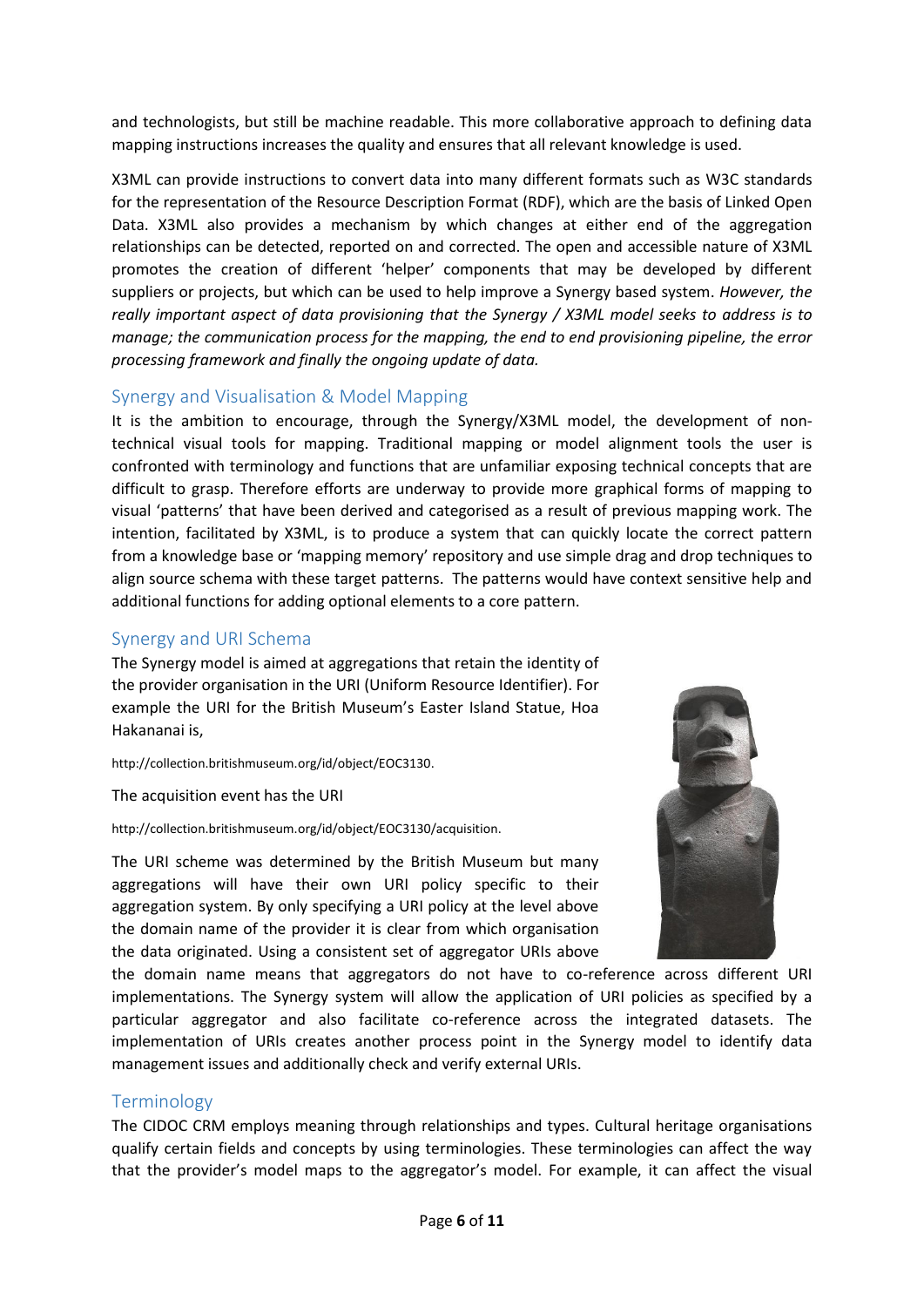and technologists, but still be machine readable. This more collaborative approach to defining data mapping instructions increases the quality and ensures that all relevant knowledge is used.

X3ML can provide instructions to convert data into many different formats such as W3C standards for the representation of the Resource Description Format (RDF), which are the basis of Linked Open Data. X3ML also provides a mechanism by which changes at either end of the aggregation relationships can be detected, reported on and corrected. The open and accessible nature of X3ML promotes the creation of different 'helper' components that may be developed by different suppliers or projects, but which can be used to help improve a Synergy based system. *However, the really important aspect of data provisioning that the Synergy / X3ML model seeks to address is to manage; the communication process for the mapping, the end to end provisioning pipeline, the error processing framework and finally the ongoing update of data.*

## Synergy and Visualisation & Model Mapping

It is the ambition to encourage, through the Synergy/X3ML model, the development of non-technical visual tools for mapping. Traditional mapping or model alignment tools the user is confronted with terminology and functions that are unfamiliar exposing technical concepts that are difficult to grasp. Therefore efforts are underway to provide more graphical forms of mapping to visual 'patterns' that have been derived and categorised as a result of previous mapping work. The intention, facilitated by X3ML, is to produce a system that can quickly locate the correct pattern from a knowledge base or 'mapping memory' repository and use simple drag and drop techniques to align source schema with these target patterns. The patterns would have context sensitive help and additional functions for adding optional elements to a core pattern.

## Synergy and URI Schema

The Synergy model is aimed at aggregations that retain the identity of the provider organisation in the URI (Uniform Resource Identifier). For example the URI for the British Museum's Easter Island Statue, Hoa Hakananai is,

http://collection.britishmuseum.org/id/object/EOC3130.

The acquisition event has the URI

http://collection.britishmuseum.org/id/object/EOC3130/acquisition.

The URI scheme was determined by the British Museum but many aggregations will have their own URI policy specific to their aggregation system. By only specifying a URI policy at the level above the domain name of the provider it is clear from which organisation the data originated. Using a consistent set of aggregator URIs above the domain name means that aggregators do not have to co-reference across different URI implementations. The Synergy system will allow the application of URI policies as specified by a particular aggregator and also facilitate co-reference across the integrated datasets. The implementation of URIs creates another process point in the Synergy model to identify data management issues and additionally check and verify external URIs.

## Terminology

The CIDOC CRM employs meaning through relationships and types. Cultural heritage organisations qualify certain fields and concepts by using terminologies. These terminologies can affect the way that the provider's model maps to the aggregator's model. For example, it can affect the visual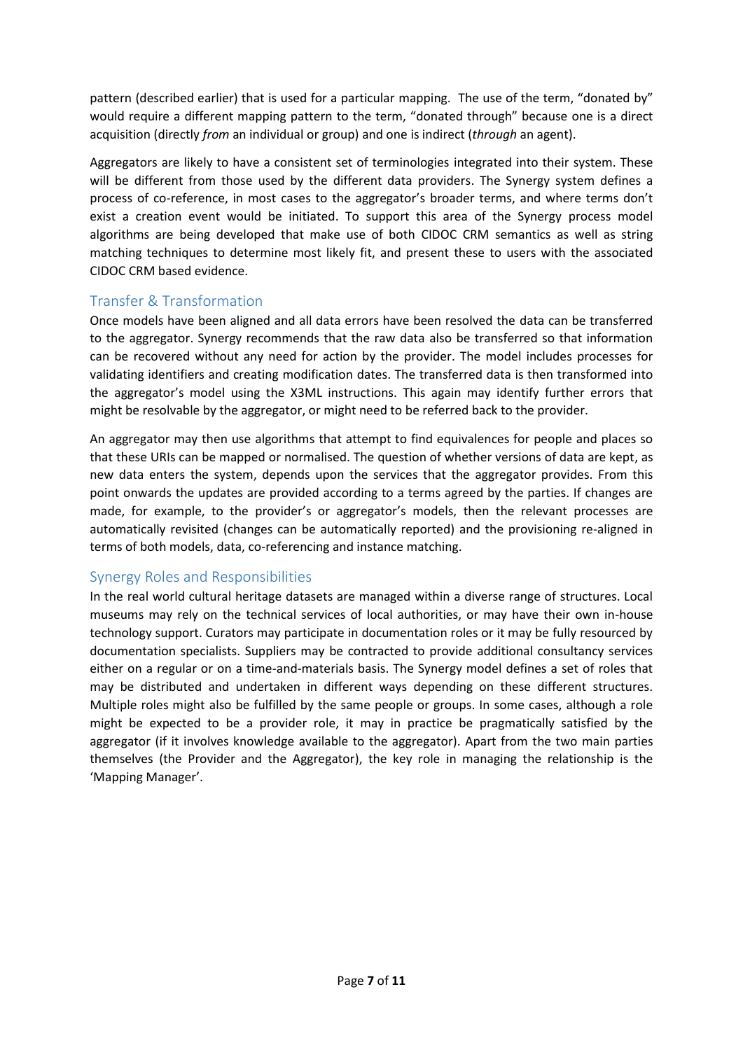pattern (described earlier) that is used for a particular mapping. The use of the term, "donated by" would require a different mapping pattern to the term, "donated through" because one is a direct acquisition (directly *from* an individual or group) and one is indirect (*through* an agent).

Aggregators are likely to have a consistent set of terminologies integrated into their system. These will be different from those used by the different data providers. The Synergy system defines a process of co-reference, in most cases to the aggregator's broader terms, and where terms don't exist a creation event would be initiated. To support this area of the Synergy process model algorithms are being developed that make use of both CIDOC CRM semantics as well as string matching techniques to determine most likely fit, and present these to users with the associated CIDOC CRM based evidence.

## Transfer & Transformation

Once models have been aligned and all data errors have been resolved the data can be transferred to the aggregator. Synergy recommends that the raw data also be transferred so that information can be recovered without any need for action by the provider. The model includes processes for validating identifiers and creating modification dates. The transferred data is then transformed into the aggregator's model using the X3ML instructions. This again may identify further errors that might be resolvable by the aggregator, or might need to be referred back to the provider.

An aggregator may then use algorithms that attempt to find equivalences for people and places so that these URIs can be mapped or normalised. The question of whether versions of data are kept, as new data enters the system, depends upon the services that the aggregator provides. From this point onwards the updates are provided according to a terms agreed by the parties. If changes are made, for example, to the provider's or aggregator's models, then the relevant processes are automatically revisited (changes can be automatically reported) and the provisioning re-aligned in terms of both models, data, co-referencing and instance matching.

## Synergy Roles and Responsibilities

In the real world cultural heritage datasets are managed within a diverse range of structures. Local museums may rely on the technical services of local authorities, or may have their own in-house technology support. Curators may participate in documentation roles or it may be fully resourced by documentation specialists. Suppliers may be contracted to provide additional consultancy services either on a regular or on a time-and-materials basis. The Synergy model defines a set of roles that may be distributed and undertaken in different ways depending on these different structures. Multiple roles might also be fulfilled by the same people or groups. In some cases, although a role might be expected to be a provider role, it may in practice be pragmatically satisfied by the aggregator (if it involves knowledge available to the aggregator). Apart from the two main parties themselves (the Provider and the Aggregator), the key role in managing the relationship is the 'Mapping Manager'.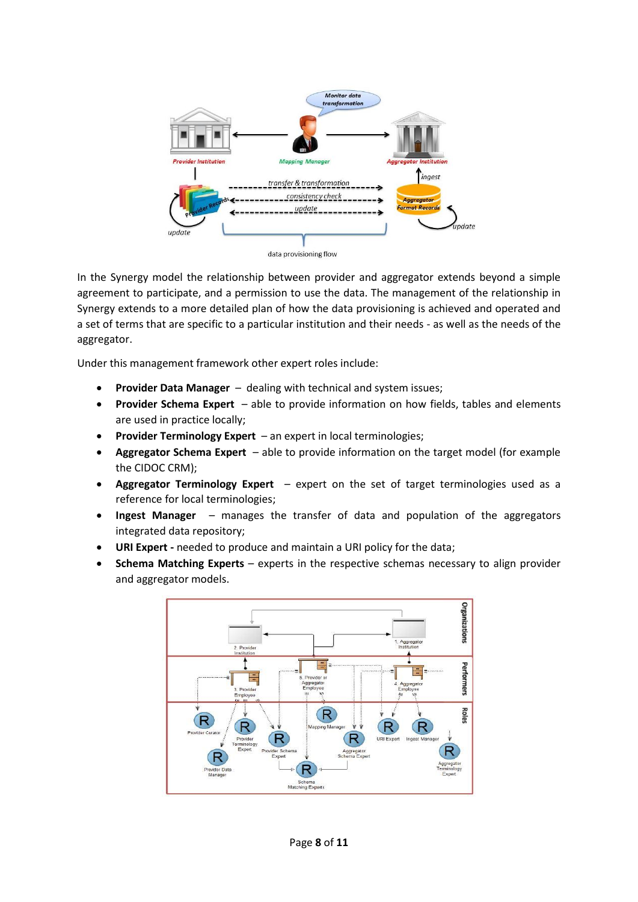In the Synergy model the relationship between provider and aggregator extends beyond a simple agreement to participate, and a permission to use the data. The management of the relationship in Synergy extends to a more detailed plan of how the data provisioning is achieved and operated and a set of terms that are specific to a particular institution and their needs - as well as the needs of the aggregator.

Under this management framework other expert roles include:

- **Provider Data Manager** – dealing with technical and system issues;
- **Provider Schema Expert** – able to provide information on how fields, tables and elements are used in practice locally;
- **Provider Terminology Expert** – an expert in local terminologies;
- **Aggregator Schema Expert** – able to provide information on the target model (for example the CIDOC CRM);
- **Aggregator Terminology Expert** – expert on the set of target terminologies used as a reference for local terminologies;
- **Ingest Manager** – manages the transfer of data and population of the aggregators integrated data repository;
- **URI Expert -** needed to produce and maintain a URI policy for the data;
- **Schema Matching Experts** – experts in the respective schemas necessary to align provider and aggregator models.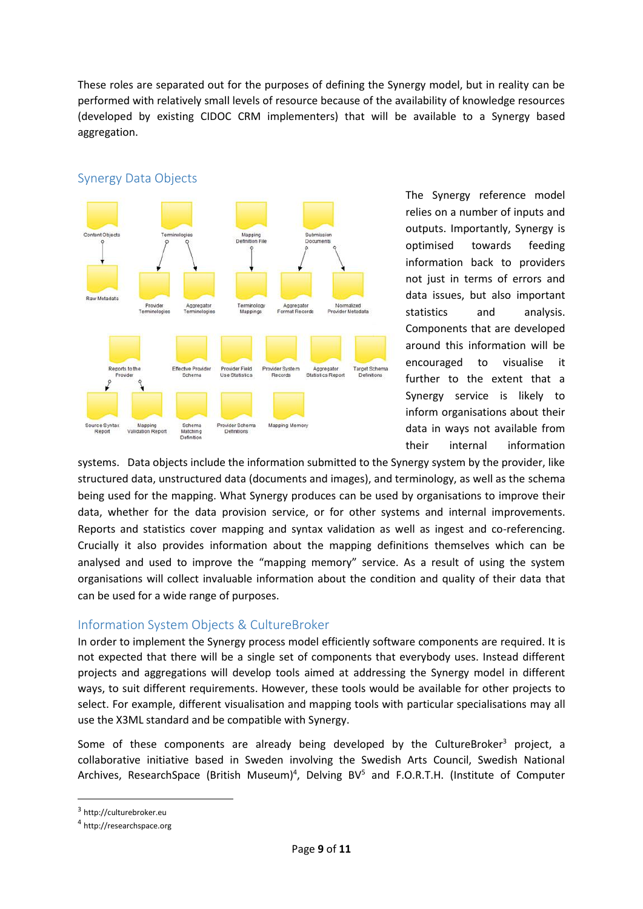These roles are separated out for the purposes of defining the Synergy model, but in reality can be performed with relatively small levels of resource because of the availability of knowledge resources (developed by existing CIDOC CRM implementers) that will be available to a Synergy based aggregation.

## Synergy Data Objects

The Synergy reference model relies on a number of inputs and outputs. Importantly, Synergy is optimised towards feeding information back to providers not just in terms of errors and data issues, but also important statistics and analysis. Components that are developed around this information will be encouraged to visualise it further to the extent that a Synergy service is likely to inform organisations about their data in ways not available from their internal information systems. Data objects include the information submitted to the Synergy system by the provider, like structured data, unstructured data (documents and images), and terminology, as well as the schema being used for the mapping. What Synergy produces can be used by organisations to improve their data, whether for the data provision service, or for other systems and internal improvements. Reports and statistics cover mapping and syntax validation as well as ingest and co-referencing. Crucially it also provides information about the mapping definitions themselves which can be analysed and used to improve the "mapping memory" service. As a result of using the system organisations will collect invaluable information about the condition and quality of their data that can be used for a wide range of purposes.

## Information System Objects & CultureBroker

In order to implement the Synergy process model efficiently software components are required. It is not expected that there will be a single set of components that everybody uses. Instead different projects and aggregations will develop tools aimed at addressing the Synergy model in different ways, to suit different requirements. However, these tools would be available for other projects to select. For example, different visualisation and mapping tools with particular specialisations may all use the X3ML standard and be compatible with Synergy.

Some of these components are already being developed by the CultureBroker[3] project, a collaborative initiative based in Sweden involving the Swedish Arts Council, Swedish National Archives, ResearchSpace (British Museum)[4], Delving BV[5] and F.O.R.T.H. (Institute of Computer

[3] http://culturebroker.eu

[4] http://researchspace.org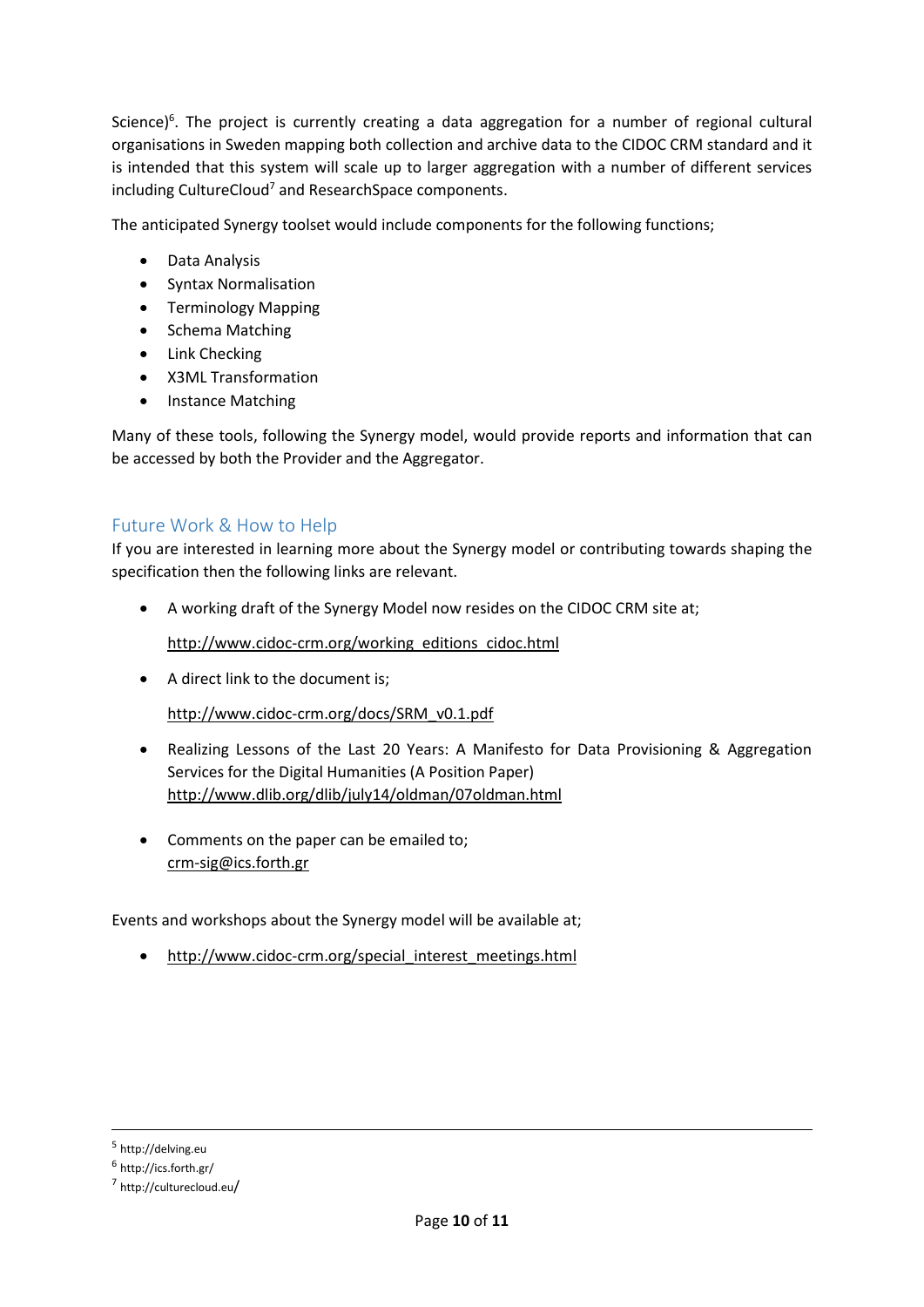Science)[6]. The project is currently creating a data aggregation for a number of regional cultural organisations in Sweden mapping both collection and archive data to the CIDOC CRM standard and it is intended that this system will scale up to larger aggregation with a number of different services including CultureCloud[7] and ResearchSpace components.

The anticipated Synergy toolset would include components for the following functions;

- Data Analysis
- Syntax Normalisation
- Terminology Mapping
- Schema Matching
- Link Checking
- X3ML Transformation
- Instance Matching

Many of these tools, following the Synergy model, would provide reports and information that can be accessed by both the Provider and the Aggregator.

## Future Work & How to Help

If you are interested in learning more about the Synergy model or contributing towards shaping the specification then the following links are relevant.

- A working draft of the Synergy Model now resides on the CIDOC CRM site at;

  http://www.cidoc-crm.org/working_editions_cidoc.html

- A direct link to the document is;

  http://www.cidoc-crm.org/docs/SRM_v0.1.pdf

- Realizing Lessons of the Last 20 Years: A Manifesto for Data Provisioning & Aggregation Services for the Digital Humanities (A Position Paper)
  http://www.dlib.org/dlib/july14/oldman/07oldman.html

- Comments on the paper can be emailed to;
  crm-sig@ics.forth.gr

Events and workshops about the Synergy model will be available at;

- http://www.cidoc-crm.org/special_interest_meetings.html

---

[5] http://delving.eu

[6] http://ics.forth.gr/

[7] http://culturecloud.eu/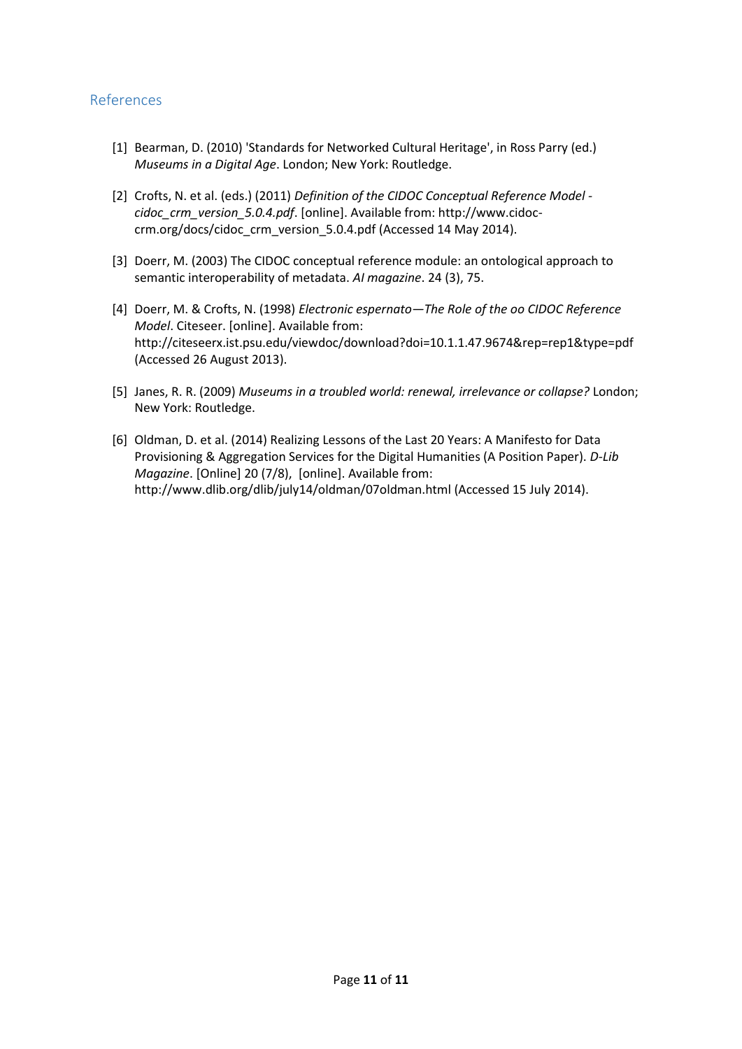## References

[1] Bearman, D. (2010) 'Standards for Networked Cultural Heritage', in Ross Parry (ed.) *Museums in a Digital Age*. London; New York: Routledge.

[2] Crofts, N. et al. (eds.) (2011) *Definition of the CIDOC Conceptual Reference Model - cidoc_crm_version_5.0.4.pdf*. [online]. Available from: http://www.cidoc-crm.org/docs/cidoc_crm_version_5.0.4.pdf (Accessed 14 May 2014).

[3] Doerr, M. (2003) The CIDOC conceptual reference module: an ontological approach to semantic interoperability of metadata. *AI magazine*. 24 (3), 75.

[4] Doerr, M. & Crofts, N. (1998) *Electronic espernato—The Role of the oo CIDOC Reference Model*. Citeseer. [online]. Available from: http://citeseerx.ist.psu.edu/viewdoc/download?doi=10.1.1.47.9674&rep=rep1&type=pdf (Accessed 26 August 2013).

[5] Janes, R. R. (2009) *Museums in a troubled world: renewal, irrelevance or collapse?* London; New York: Routledge.

[6] Oldman, D. et al. (2014) Realizing Lessons of the Last 20 Years: A Manifesto for Data Provisioning & Aggregation Services for the Digital Humanities (A Position Paper). *D-Lib Magazine*. [Online] 20 (7/8), [online]. Available from: http://www.dlib.org/dlib/july14/oldman/07oldman.html (Accessed 15 July 2014).